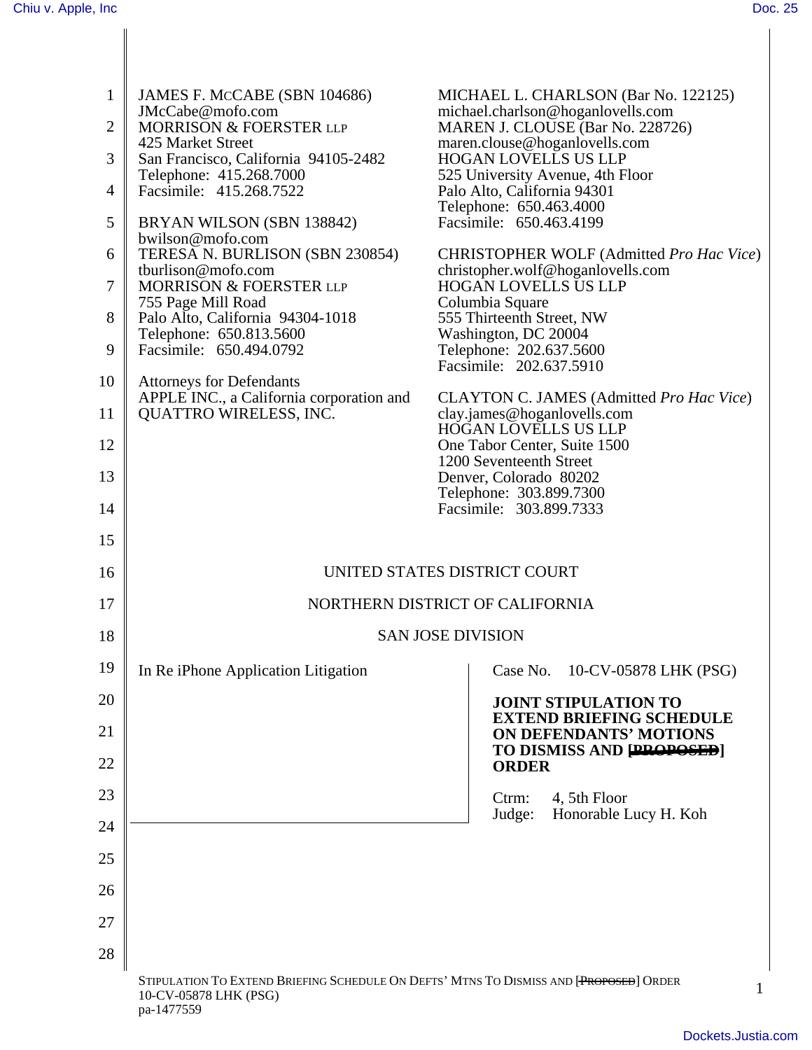JAMES F. McCABE (SBN 104686)
JMcCabe@mofo.com
MORRISON & FOERSTER LLP
425 Market Street
San Francisco, California 94105-2482
Telephone: 415.268.7000
Facsimile: 415.268.7522

BRYAN WILSON (SBN 138842)
bwilson@mofo.com
TERESA N. BURLISON (SBN 230854)
tburlison@mofo.com
MORRISON & FOERSTER LLP
755 Page Mill Road
Palo Alto, California 94304-1018
Telephone: 650.813.5600
Facsimile: 650.494.0792

Attorneys for Defendants
APPLE INC., a California corporation and
QUATTRO WIRELESS, INC.

MICHAEL L. CHARLSON (Bar No. 122125)
michael.charlson@hoganlovells.com
MAREN J. CLOUSE (Bar No. 228726)
maren.clouse@hoganlovells.com
HOGAN LOVELLS US LLP
525 University Avenue, 4th Floor
Palo Alto, California 94301
Telephone: 650.463.4000
Facsimile: 650.463.4199

CHRISTOPHER WOLF (Admitted *Pro Hac Vice*)
christopher.wolf@hoganlovells.com
HOGAN LOVELLS US LLP
Columbia Square
555 Thirteenth Street, NW
Washington, DC 20004
Telephone: 202.637.5600
Facsimile: 202.637.5910

CLAYTON C. JAMES (Admitted *Pro Hac Vice*)
clay.james@hoganlovells.com
HOGAN LOVELLS US LLP
One Tabor Center, Suite 1500
1200 Seventeenth Street
Denver, Colorado 80202
Telephone: 303.899.7300
Facsimile: 303.899.7333

UNITED STATES DISTRICT COURT

NORTHERN DISTRICT OF CALIFORNIA

SAN JOSE DIVISION

In Re iPhone Application Litigation

Case No. 10-CV-05878 LHK (PSG)

**JOINT STIPULATION TO EXTEND BRIEFING SCHEDULE ON DEFENDANTS' MOTIONS TO DISMISS AND ~~[PROPOSED]~~ ORDER**

Ctrm: 4, 5th Floor
Judge: Honorable Lucy H. Koh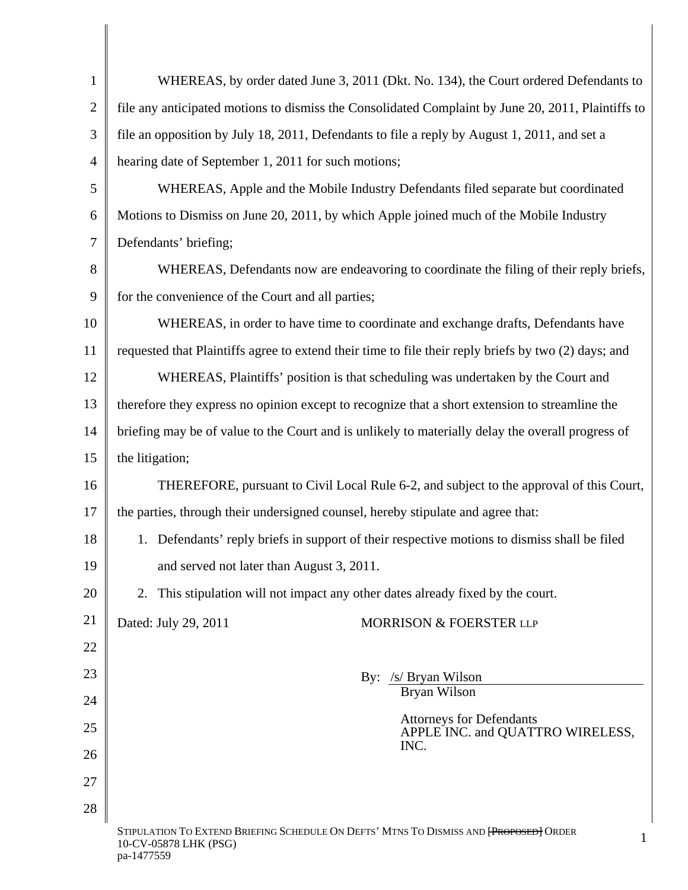WHEREAS, by order dated June 3, 2011 (Dkt. No. 134), the Court ordered Defendants to file any anticipated motions to dismiss the Consolidated Complaint by June 20, 2011, Plaintiffs to file an opposition by July 18, 2011, Defendants to file a reply by August 1, 2011, and set a hearing date of September 1, 2011 for such motions;

WHEREAS, Apple and the Mobile Industry Defendants filed separate but coordinated Motions to Dismiss on June 20, 2011, by which Apple joined much of the Mobile Industry Defendants' briefing;

WHEREAS, Defendants now are endeavoring to coordinate the filing of their reply briefs, for the convenience of the Court and all parties;

WHEREAS, in order to have time to coordinate and exchange drafts, Defendants have requested that Plaintiffs agree to extend their time to file their reply briefs by two (2) days; and

WHEREAS, Plaintiffs' position is that scheduling was undertaken by the Court and therefore they express no opinion except to recognize that a short extension to streamline the briefing may be of value to the Court and is unlikely to materially delay the overall progress of the litigation;

THEREFORE, pursuant to Civil Local Rule 6-2, and subject to the approval of this Court, the parties, through their undersigned counsel, hereby stipulate and agree that:

1. Defendants' reply briefs in support of their respective motions to dismiss shall be filed and served not later than August 3, 2011.
2. This stipulation will not impact any other dates already fixed by the court.

Dated: July 29, 2011

MORRISON & FOERSTER LLP

By: /s/ Bryan Wilson
Bryan Wilson

Attorneys for Defendants
APPLE INC. and QUATTRO WIRELESS, INC.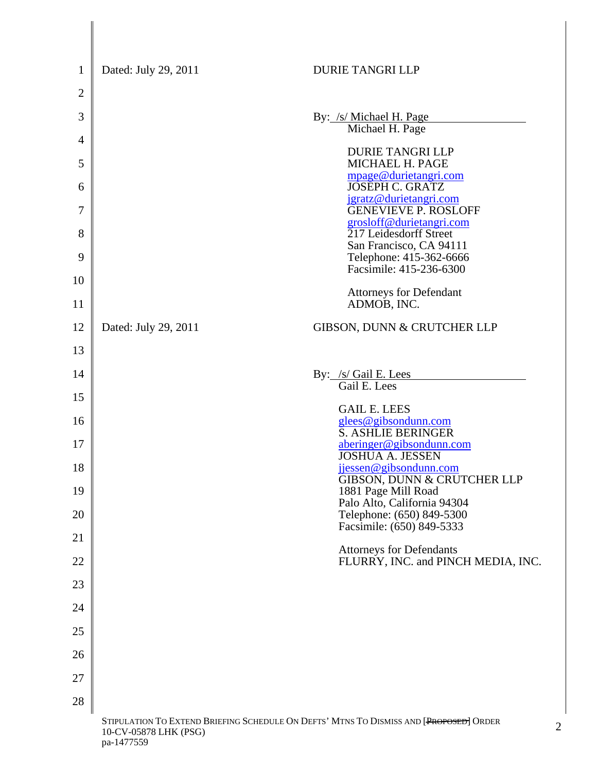Dated: July 29, 2011

DURIE TANGRI LLP

By: /s/ Michael H. Page
Michael H. Page

DURIE TANGRI LLP
MICHAEL H. PAGE
mpage@durietangri.com
JOSEPH C. GRATZ
jgratz@durietangri.com
GENEVIEVE P. ROSLOFF
grosloff@durietangri.com
217 Leidesdorff Street
San Francisco, CA 94111
Telephone: 415-362-6666
Facsimile: 415-236-6300

Attorneys for Defendant
ADMOB, INC.

Dated: July 29, 2011

GIBSON, DUNN & CRUTCHER LLP

By: /s/ Gail E. Lees
Gail E. Lees

GAIL E. LEES
glees@gibsondunn.com
S. ASHLIE BERINGER
aberinger@gibsondunn.com
JOSHUA A. JESSEN
jjessen@gibsondunn.com
GIBSON, DUNN & CRUTCHER LLP
1881 Page Mill Road
Palo Alto, California 94304
Telephone: (650) 849-5300
Facsimile: (650) 849-5333

Attorneys for Defendants
FLURRY, INC. and PINCH MEDIA, INC.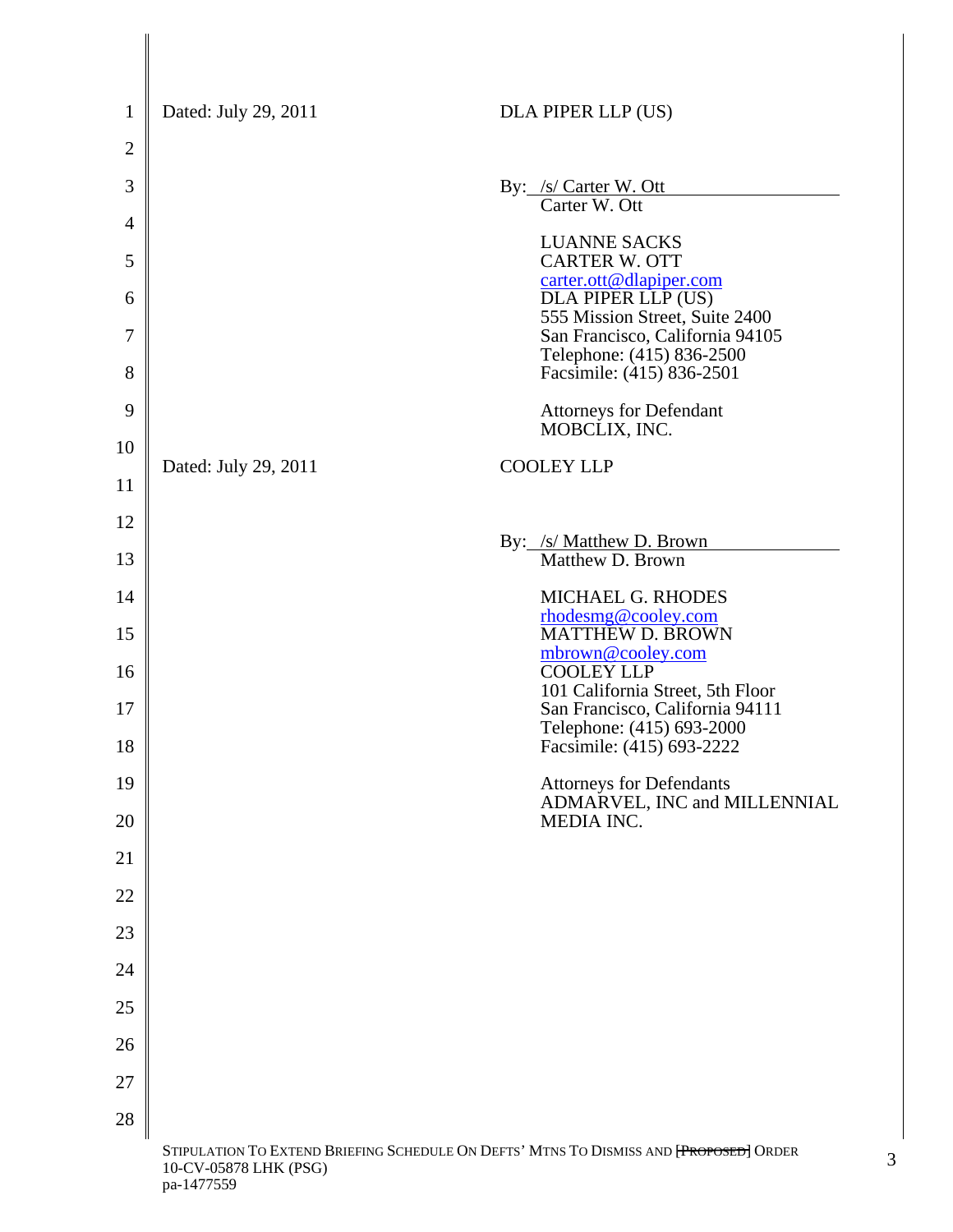Dated: July 29, 2011

DLA PIPER LLP (US)

By: /s/ Carter W. Ott
Carter W. Ott

LUANNE SACKS
CARTER W. OTT
carter.ott@dlapiper.com
DLA PIPER LLP (US)
555 Mission Street, Suite 2400
San Francisco, California 94105
Telephone: (415) 836-2500
Facsimile: (415) 836-2501

Attorneys for Defendant
MOBCLIX, INC.

Dated: July 29, 2011

COOLEY LLP

By: /s/ Matthew D. Brown
Matthew D. Brown

MICHAEL G. RHODES
rhodesmg@cooley.com
MATTHEW D. BROWN
mbrown@cooley.com
COOLEY LLP
101 California Street, 5th Floor
San Francisco, California 94111
Telephone: (415) 693-2000
Facsimile: (415) 693-2222

Attorneys for Defendants
ADMARVEL, INC and MILLENNIAL
MEDIA INC.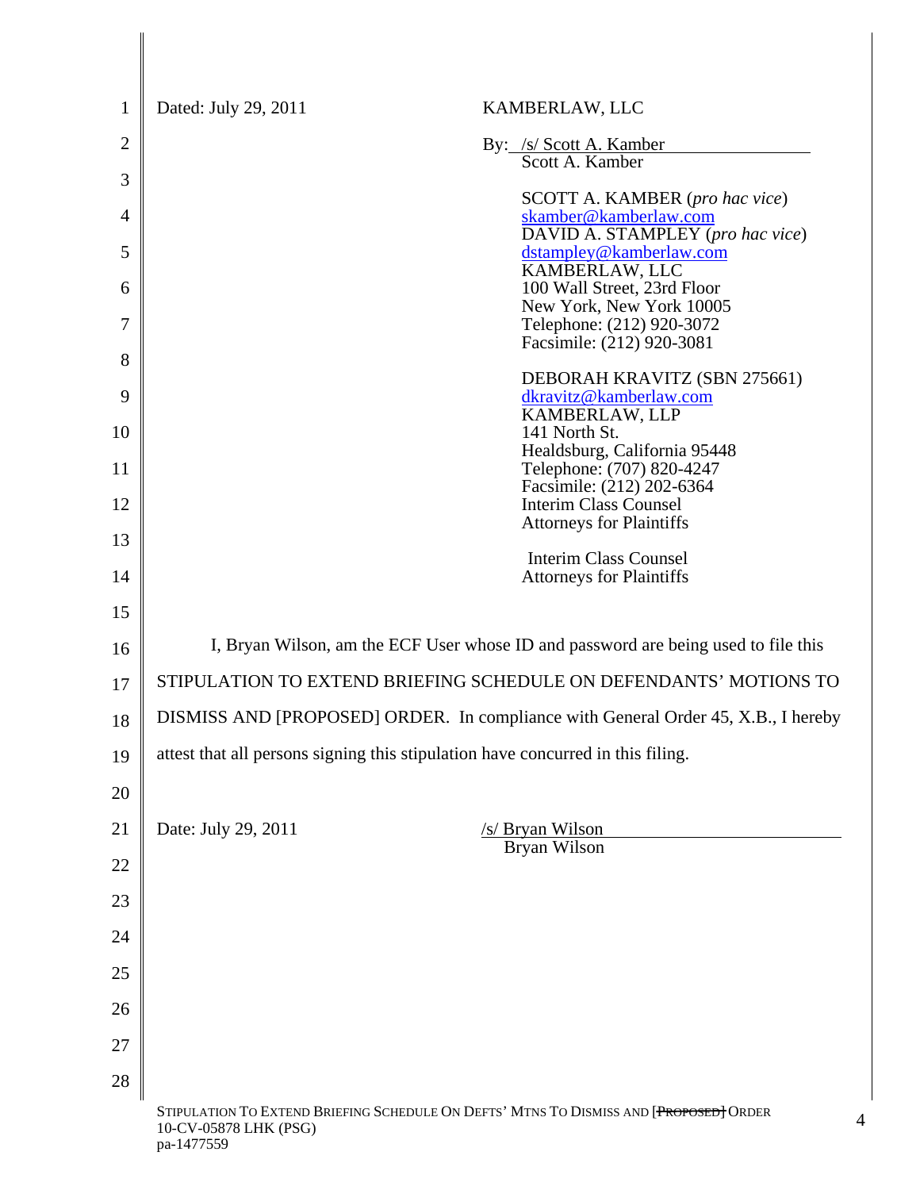Dated: July 29, 2011

KAMBERLAW, LLC

By: /s/ Scott A. Kamber
Scott A. Kamber

SCOTT A. KAMBER (*pro hac vice*)
skamber@kamberlaw.com
DAVID A. STAMPLEY (*pro hac vice*)
dstampley@kamberlaw.com
KAMBERLAW, LLC
100 Wall Street, 23rd Floor
New York, New York 10005
Telephone: (212) 920-3072
Facsimile: (212) 920-3081

DEBORAH KRAVITZ (SBN 275661)
dkravitz@kamberlaw.com
KAMBERLAW, LLP
141 North St.
Healdsburg, California 95448
Telephone: (707) 820-4247
Facsimile: (212) 202-6364
Interim Class Counsel
Attorneys for Plaintiffs

Interim Class Counsel
Attorneys for Plaintiffs

I, Bryan Wilson, am the ECF User whose ID and password are being used to file this STIPULATION TO EXTEND BRIEFING SCHEDULE ON DEFENDANTS' MOTIONS TO DISMISS AND [PROPOSED] ORDER. In compliance with General Order 45, X.B., I hereby attest that all persons signing this stipulation have concurred in this filing.

Date: July 29, 2011

/s/ Bryan Wilson
Bryan Wilson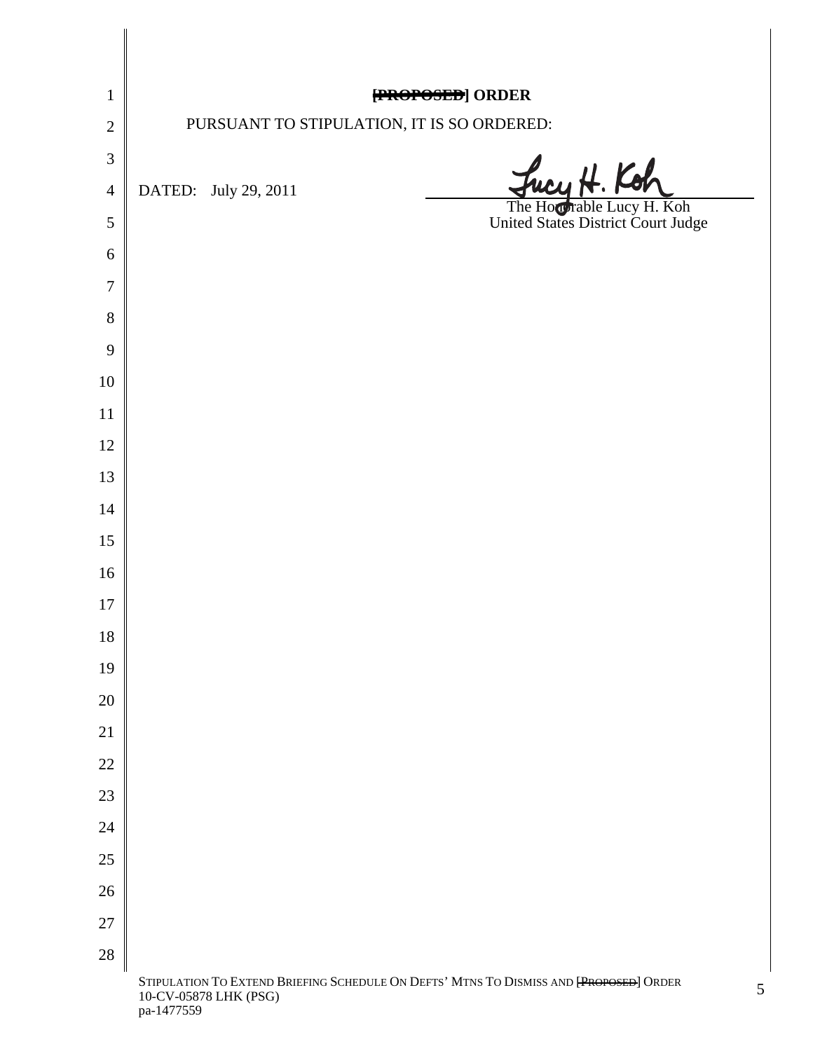**~~[PROPOSED]~~ ORDER**

PURSUANT TO STIPULATION, IT IS SO ORDERED:

DATED: July 29, 2011

Lucy H. Koh

The Honorable Lucy H. Koh
United States District Court Judge